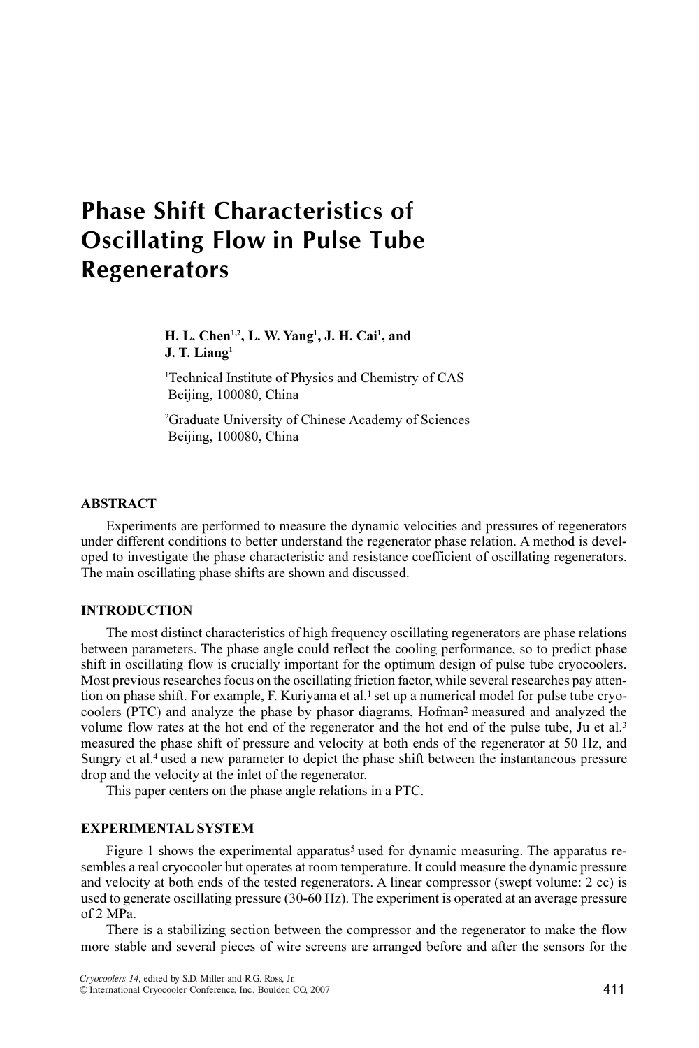# Phase Shift Characteristics of Oscillating Flow in Pulse Tube Regenerators

**H. L. Chen[1,2], L. W. Yang[1], J. H. Cai[1], and J. T. Liang[1]**

[1]Technical Institute of Physics and Chemistry of CAS
Beijing, 100080, China

[2]Graduate University of Chinese Academy of Sciences
Beijing, 100080, China

## ABSTRACT

Experiments are performed to measure the dynamic velocities and pressures of regenerators under different conditions to better understand the regenerator phase relation. A method is developed to investigate the phase characteristic and resistance coefficient of oscillating regenerators. The main oscillating phase shifts are shown and discussed.

## INTRODUCTION

The most distinct characteristics of high frequency oscillating regenerators are phase relations between parameters. The phase angle could reflect the cooling performance, so to predict phase shift in oscillating flow is crucially important for the optimum design of pulse tube cryocoolers. Most previous researches focus on the oscillating friction factor, while several researches pay attention on phase shift. For example, F. Kuriyama et al.[1] set up a numerical model for pulse tube cryocoolers (PTC) and analyze the phase by phasor diagrams, Hofman[2] measured and analyzed the volume flow rates at the hot end of the regenerator and the hot end of the pulse tube, Ju et al.[3] measured the phase shift of pressure and velocity at both ends of the regenerator at 50 Hz, and Sungry et al.[4] used a new parameter to depict the phase shift between the instantaneous pressure drop and the velocity at the inlet of the regenerator.

This paper centers on the phase angle relations in a PTC.

## EXPERIMENTAL SYSTEM

Figure 1 shows the experimental apparatus[5] used for dynamic measuring. The apparatus resembles a real cryocooler but operates at room temperature. It could measure the dynamic pressure and velocity at both ends of the tested regenerators. A linear compressor (swept volume: 2 cc) is used to generate oscillating pressure (30-60 Hz). The experiment is operated at an average pressure of 2 MPa.

There is a stabilizing section between the compressor and the regenerator to make the flow more stable and several pieces of wire screens are arranged before and after the sensors for the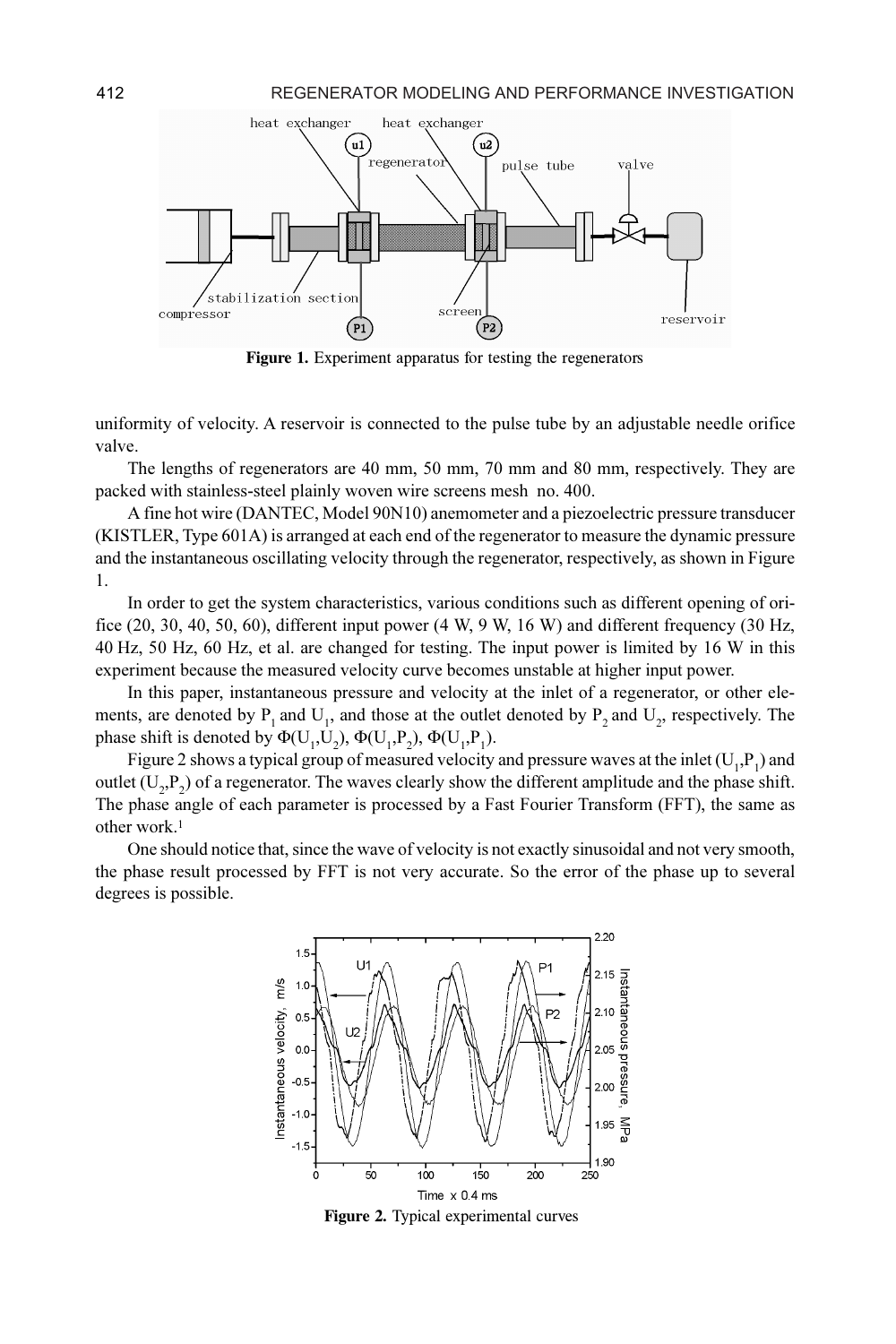**Figure 1.** Experiment apparatus for testing the regenerators

uniformity of velocity. A reservoir is connected to the pulse tube by an adjustable needle orifice valve.

The lengths of regenerators are 40 mm, 50 mm, 70 mm and 80 mm, respectively. They are packed with stainless-steel plainly woven wire screens mesh no. 400.

A fine hot wire (DANTEC, Model 90N10) anemometer and a piezoelectric pressure transducer (KISTLER, Type 601A) is arranged at each end of the regenerator to measure the dynamic pressure and the instantaneous oscillating velocity through the regenerator, respectively, as shown in Figure 1.

In order to get the system characteristics, various conditions such as different opening of orifice (20, 30, 40, 50, 60), different input power (4 W, 9 W, 16 W) and different frequency (30 Hz, 40 Hz, 50 Hz, 60 Hz, et al. are changed for testing. The input power is limited by 16 W in this experiment because the measured velocity curve becomes unstable at higher input power.

In this paper, instantaneous pressure and velocity at the inlet of a regenerator, or other elements, are denoted by $P_1$ and $U_1$, and those at the outlet denoted by $P_2$ and $U_2$, respectively. The phase shift is denoted by $\Phi(U_1,U_2)$, $\Phi(U_1,P_2)$, $\Phi(U_1,P_1)$.

Figure 2 shows a typical group of measured velocity and pressure waves at the inlet ($U_1$,$P_1$) and outlet ($U_2$,$P_2$) of a regenerator. The waves clearly show the different amplitude and the phase shift. The phase angle of each parameter is processed by a Fast Fourier Transform (FFT), the same as other work.[1]

One should notice that, since the wave of velocity is not exactly sinusoidal and not very smooth, the phase result processed by FFT is not very accurate. So the error of the phase up to several degrees is possible.

**Figure 2.** Typical experimental curves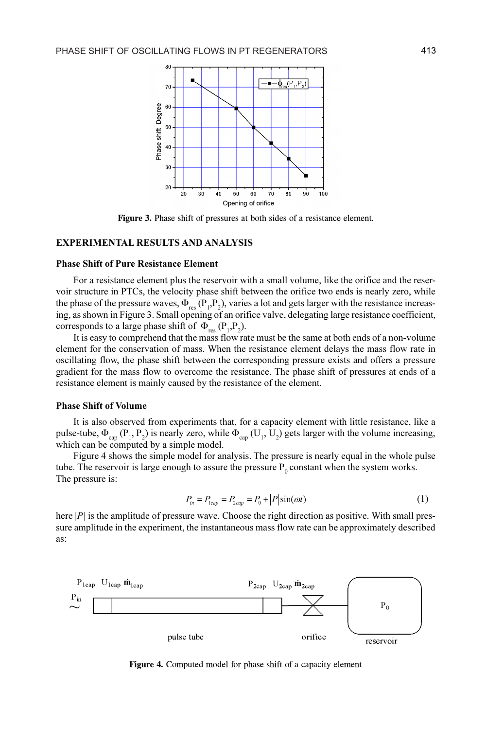Figure 3. Phase shift of pressures at both sides of a resistance element.

## EXPERIMENTAL RESULTS AND ANALYSIS

### Phase Shift of Pure Resistance Element

For a resistance element plus the reservoir with a small volume, like the orifice and the reservoir structure in PTCs, the velocity phase shift between the orifice two ends is nearly zero, while the phase of the pressure waves, $\Phi_{res}(P_1,P_2)$, varies a lot and gets larger with the resistance increasing, as shown in Figure 3. Small opening of an orifice valve, delegating large resistance coefficient, corresponds to a large phase shift of $\Phi_{res}(P_1,P_2)$.

It is easy to comprehend that the mass flow rate must be the same at both ends of a non-volume element for the conservation of mass. When the resistance element delays the mass flow rate in oscillating flow, the phase shift between the corresponding pressure exists and offers a pressure gradient for the mass flow to overcome the resistance. The phase shift of pressures at ends of a resistance element is mainly caused by the resistance of the element.

### Phase Shift of Volume

It is also observed from experiments that, for a capacity element with little resistance, like a pulse-tube, $\Phi_{cap}(P_1, P_2)$ is nearly zero, while $\Phi_{cap}(U_1, U_2)$ gets larger with the volume increasing, which can be computed by a simple model.

Figure 4 shows the simple model for analysis. The pressure is nearly equal in the whole pulse tube. The reservoir is large enough to assure the pressure $P_0$ constant when the system works. The pressure is:

$$P_{in} = P_{1cap} = P_{2cap} = P_0 + |P|\sin(\omega t) \tag{1}$$

here $|P|$ is the amplitude of pressure wave. Choose the right direction as positive. With small pressure amplitude in the experiment, the instantaneous mass flow rate can be approximately described as:

Figure 4. Computed model for phase shift of a capacity element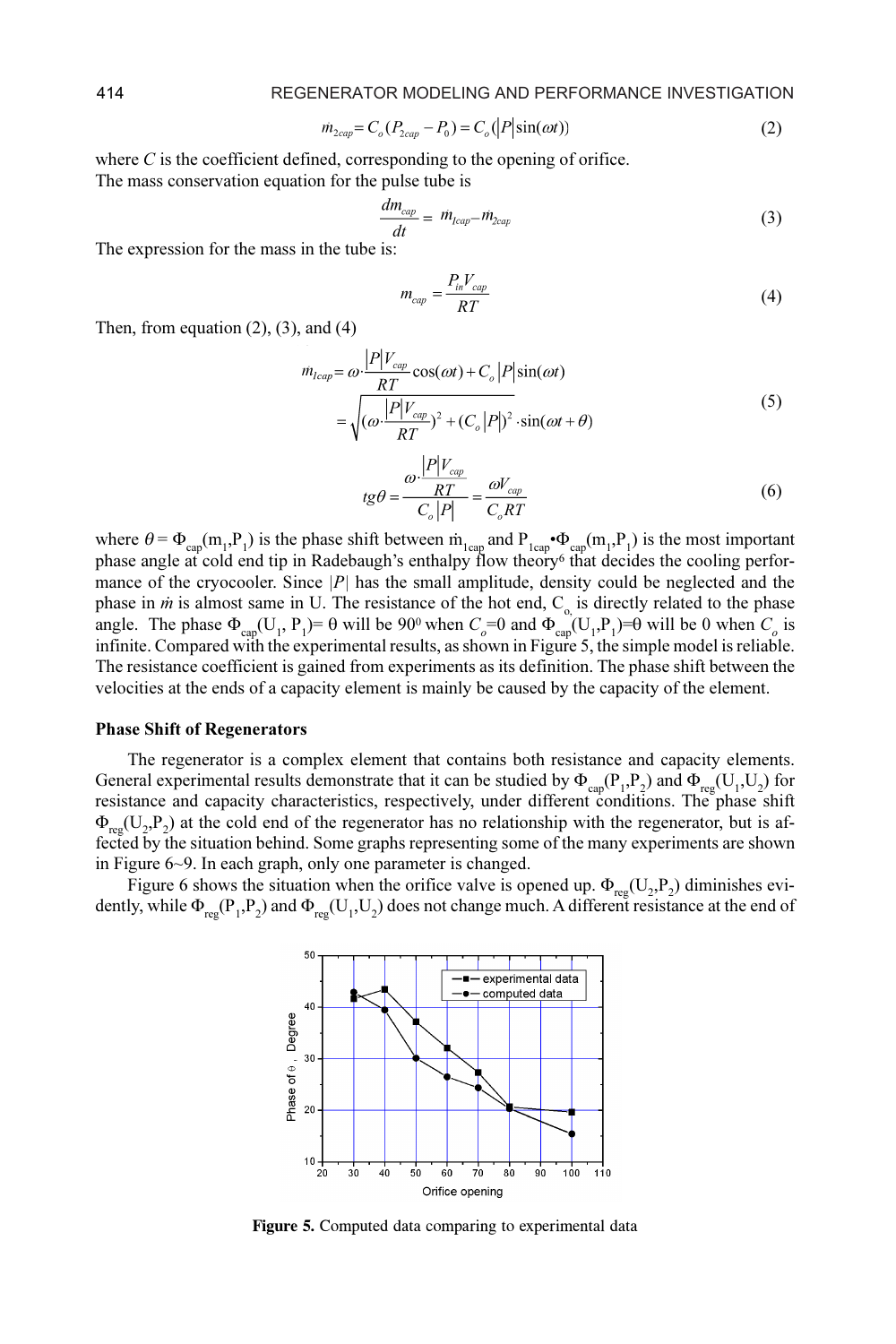$$\dot{m}_{2cap} = C_o(P_{2cap} - P_0) = C_o(|P|\sin(\omega t)) \tag{2}$$

where $C$ is the coefficient defined, corresponding to the opening of orifice.
The mass conservation equation for the pulse tube is

$$\frac{dm_{cap}}{dt} = \dot{m}_{1cap} - \dot{m}_{2cap} \tag{3}$$

The expression for the mass in the tube is:

$$m_{cap} = \frac{P_{in}V_{cap}}{RT} \tag{4}$$

Then, from equation (2), (3), and (4)

$$\begin{aligned} \dot{m}_{1cap} &= \omega \cdot \frac{|P|V_{cap}}{RT}\cos(\omega t) + C_o|P|\sin(\omega t) \\ &= \sqrt{(\omega \cdot \frac{|P|V_{cap}}{RT})^2 + (C_o|P|)^2} \cdot \sin(\omega t + \theta) \end{aligned} \tag{5}$$

$$tg\theta = \frac{\omega \cdot \frac{|P|V_{cap}}{RT}}{C_o|P|} = \frac{\omega V_{cap}}{C_o RT} \tag{6}$$

where $\theta = \Phi_{cap}(m_1,P_1)$ is the phase shift between $\dot{m}_{1cap}$ and $P_{1cap}$•$\Phi_{cap}(m_1,P_1)$ is the most important phase angle at cold end tip in Radebaugh's enthalpy flow theory[6] that decides the cooling performance of the cryocooler. Since $|P|$ has the small amplitude, density could be neglected and the phase in $\dot{m}$ is almost same in U. The resistance of the hot end, $C_o$, is directly related to the phase angle. The phase $\Phi_{cap}(U_1, P_1) = \theta$ will be $90^0$ when $C_o=0$ and $\Phi_{cap}(U_1,P_1)=\theta$ will be 0 when $C_o$ is infinite. Compared with the experimental results, as shown in Figure 5, the simple model is reliable. The resistance coefficient is gained from experiments as its definition. The phase shift between the velocities at the ends of a capacity element is mainly be caused by the capacity of the element.

### Phase Shift of Regenerators

The regenerator is a complex element that contains both resistance and capacity elements. General experimental results demonstrate that it can be studied by $\Phi_{cap}(P_1,P_2)$ and $\Phi_{reg}(U_1,U_2)$ for resistance and capacity characteristics, respectively, under different conditions. The phase shift $\Phi_{reg}(U_2,P_2)$ at the cold end of the regenerator has no relationship with the regenerator, but is affected by the situation behind. Some graphs representing some of the many experiments are shown in Figure 6~9. In each graph, only one parameter is changed.

Figure 6 shows the situation when the orifice valve is opened up. $\Phi_{reg}(U_2,P_2)$ diminishes evidently, while $\Phi_{reg}(P_1,P_2)$ and $\Phi_{reg}(U_1,U_2)$ does not change much. A different resistance at the end of

**Figure 5.** Computed data comparing to experimental data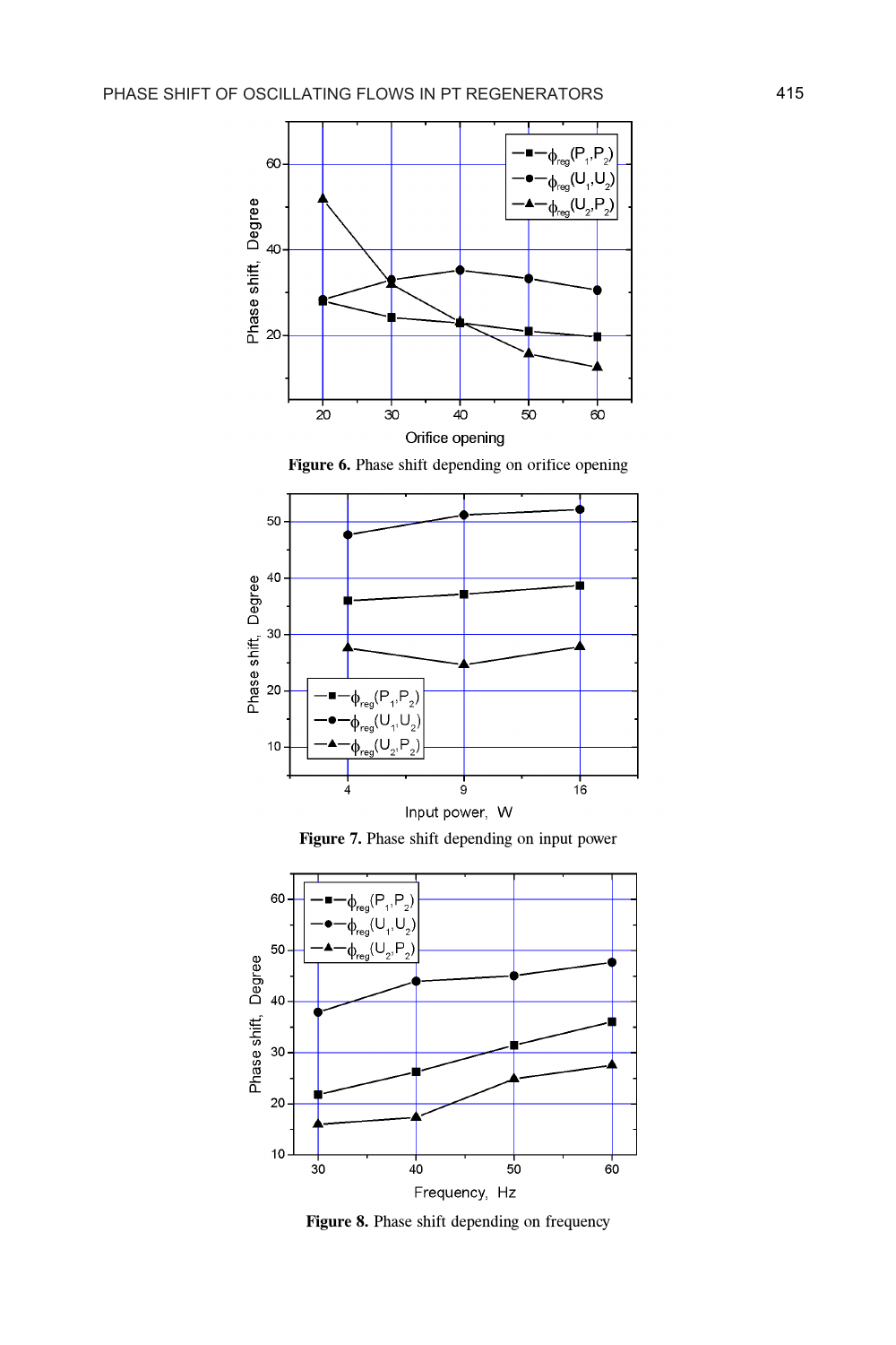Figure 6. Phase shift depending on orifice opening

Figure 7. Phase shift depending on input power

Figure 8. Phase shift depending on frequency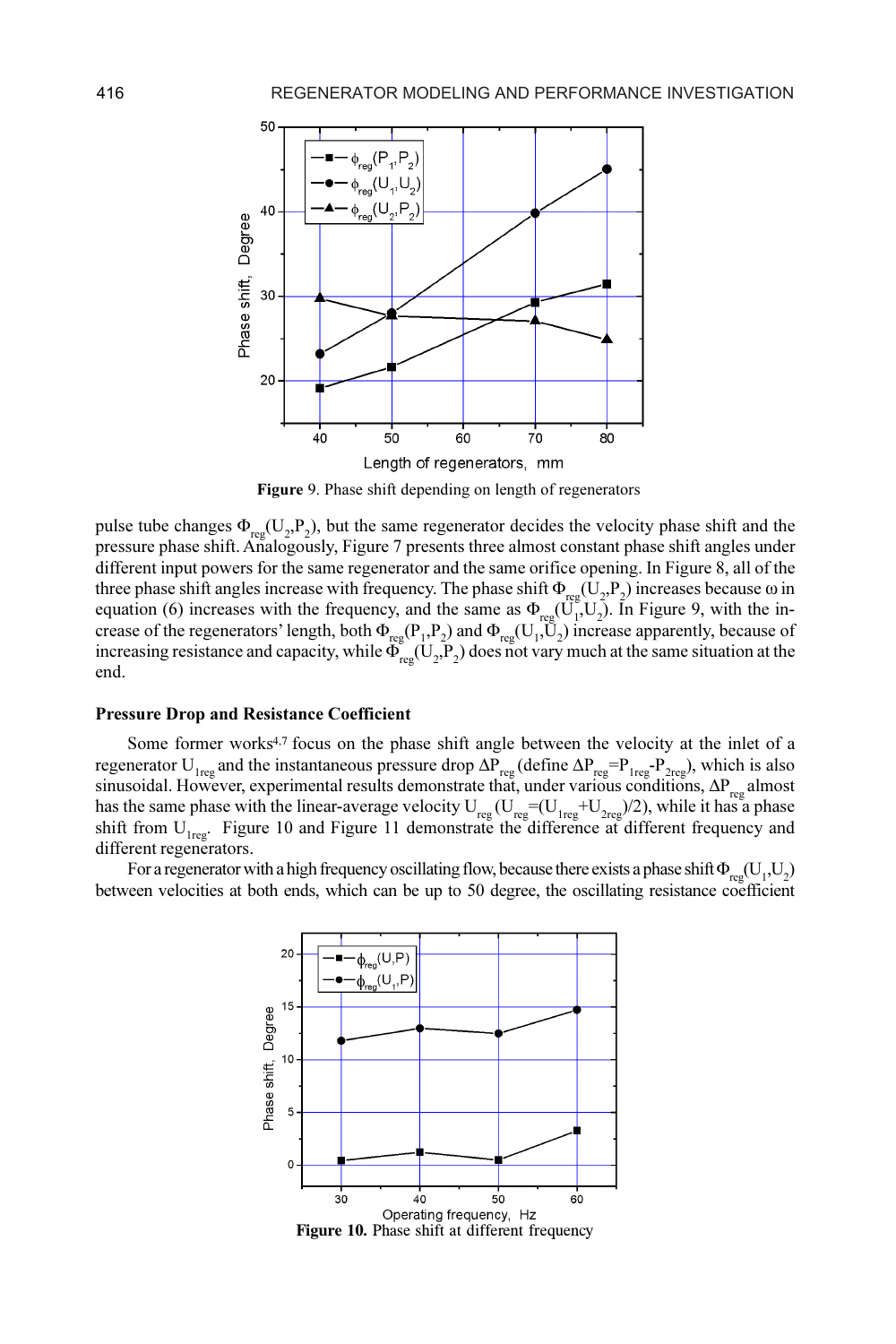Figure 9. Phase shift depending on length of regenerators

pulse tube changes $\Phi_{reg}(U_2,P_2)$, but the same regenerator decides the velocity phase shift and the pressure phase shift. Analogously, Figure 7 presents three almost constant phase shift angles under different input powers for the same regenerator and the same orifice opening. In Figure 8, all of the three phase shift angles increase with frequency. The phase shift $\Phi_{reg}(U_2,P_2)$ increases because ω in equation (6) increases with the frequency, and the same as $\Phi_{reg}(U_1,U_2)$. In Figure 9, with the increase of the regenerators' length, both $\Phi_{reg}(P_1,P_2)$ and $\Phi_{reg}(U_1,U_2)$ increase apparently, because of increasing resistance and capacity, while $\Phi_{reg}(U_2,P_2)$ does not vary much at the same situation at the end.

### Pressure Drop and Resistance Coefficient

Some former works[4,7] focus on the phase shift angle between the velocity at the inlet of a regenerator $U_{1reg}$ and the instantaneous pressure drop $\Delta P_{reg}$ (define $\Delta P_{reg}=P_{1reg}-P_{2reg}$), which is also sinusoidal. However, experimental results demonstrate that, under various conditions, $\Delta P_{reg}$ almost has the same phase with the linear-average velocity $U_{reg}$ ($U_{reg}=(U_{1reg}+U_{2reg})/2$), while it has a phase shift from $U_{1reg}$. Figure 10 and Figure 11 demonstrate the difference at different frequency and different regenerators.

For a regenerator with a high frequency oscillating flow, because there exists a phase shift $\Phi_{reg}(U_1,U_2)$ between velocities at both ends, which can be up to 50 degree, the oscillating resistance coefficient

**Figure 10.** Phase shift at different frequency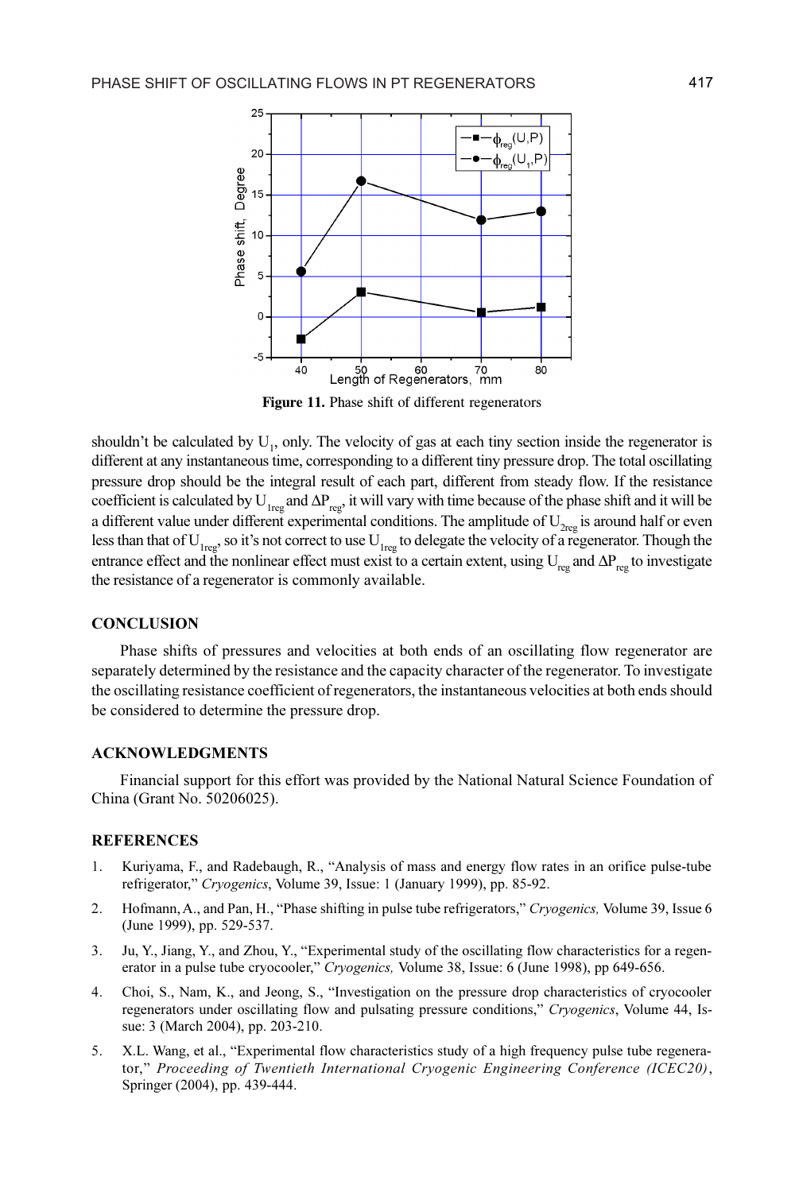**Figure 11.** Phase shift of different regenerators

shouldn't be calculated by $U_1$, only. The velocity of gas at each tiny section inside the regenerator is different at any instantaneous time, corresponding to a different tiny pressure drop. The total oscillating pressure drop should be the integral result of each part, different from steady flow. If the resistance coefficient is calculated by $U_{1reg}$ and $\Delta P_{reg}$, it will vary with time because of the phase shift and it will be a different value under different experimental conditions. The amplitude of $U_{2reg}$ is around half or even less than that of $U_{1reg}$, so it's not correct to use $U_{1reg}$ to delegate the velocity of a regenerator. Though the entrance effect and the nonlinear effect must exist to a certain extent, using $U_{reg}$ and $\Delta P_{reg}$ to investigate the resistance of a regenerator is commonly available.

## CONCLUSION

Phase shifts of pressures and velocities at both ends of an oscillating flow regenerator are separately determined by the resistance and the capacity character of the regenerator. To investigate the oscillating resistance coefficient of regenerators, the instantaneous velocities at both ends should be considered to determine the pressure drop.

## ACKNOWLEDGMENTS

Financial support for this effort was provided by the National Natural Science Foundation of China (Grant No. 50206025).

## REFERENCES

1. Kuriyama, F., and Radebaugh, R., "Analysis of mass and energy flow rates in an orifice pulse-tube refrigerator," *Cryogenics*, Volume 39, Issue: 1 (January 1999), pp. 85-92.
2. Hofmann, A., and Pan, H., "Phase shifting in pulse tube refrigerators," *Cryogenics,* Volume 39, Issue 6 (June 1999), pp. 529-537.
3. Ju, Y., Jiang, Y., and Zhou, Y., "Experimental study of the oscillating flow characteristics for a regenerator in a pulse tube cryocooler," *Cryogenics,* Volume 38, Issue: 6 (June 1998), pp 649-656.
4. Choi, S., Nam, K., and Jeong, S., "Investigation on the pressure drop characteristics of cryocooler regenerators under oscillating flow and pulsating pressure conditions," *Cryogenics*, Volume 44, Issue: 3 (March 2004), pp. 203-210.
5. X.L. Wang, et al., "Experimental flow characteristics study of a high frequency pulse tube regenerator," *Proceeding of Twentieth International Cryogenic Engineering Conference (ICEC20)*, Springer (2004), pp. 439-444.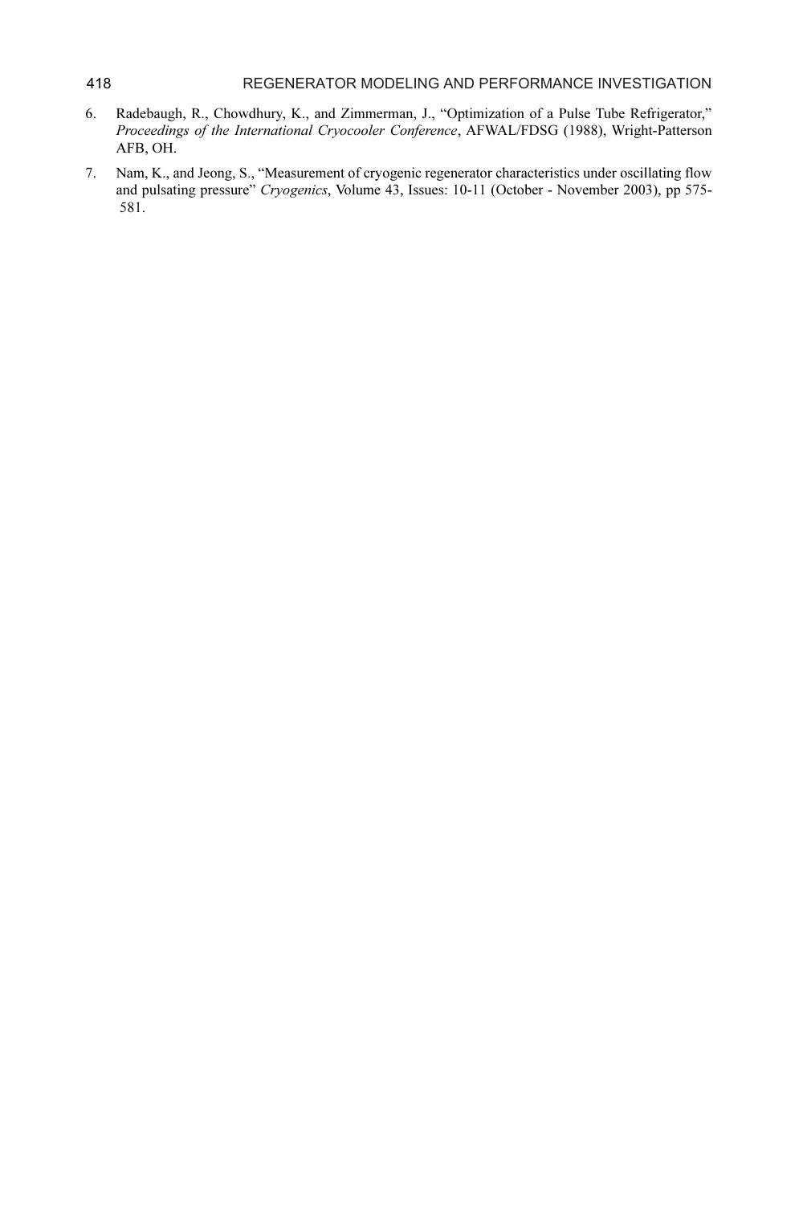6. Radebaugh, R., Chowdhury, K., and Zimmerman, J., "Optimization of a Pulse Tube Refrigerator," *Proceedings of the International Cryocooler Conference*, AFWAL/FDSG (1988), Wright-Patterson AFB, OH.

7. Nam, K., and Jeong, S., "Measurement of cryogenic regenerator characteristics under oscillating flow and pulsating pressure" *Cryogenics*, Volume 43, Issues: 10-11 (October - November 2003), pp 575-581.